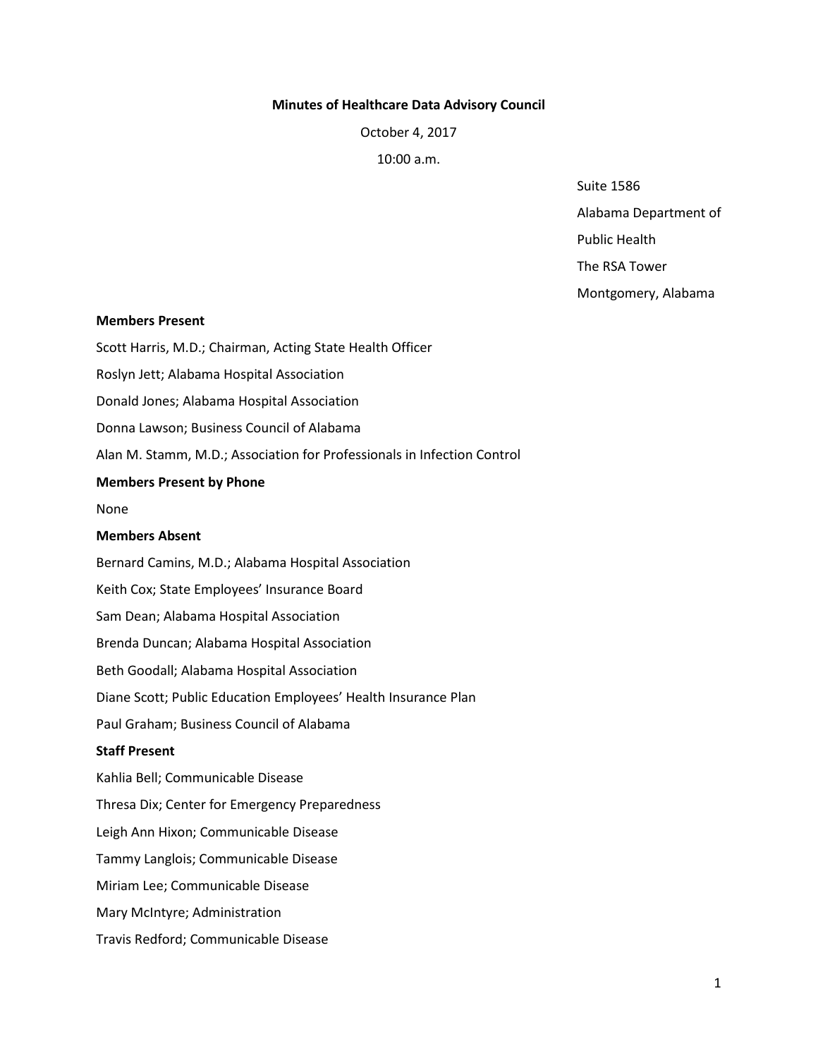# Minutes of Healthcare Data Advisory Council

October 4, 2017

10:00 a.m.

Suite 1586
Alabama Department of
Public Health
The RSA Tower
Montgomery, Alabama

**Members Present**

Scott Harris, M.D.; Chairman, Acting State Health Officer

Roslyn Jett; Alabama Hospital Association

Donald Jones; Alabama Hospital Association

Donna Lawson; Business Council of Alabama

Alan M. Stamm, M.D.; Association for Professionals in Infection Control

**Members Present by Phone**

None

**Members Absent**

Bernard Camins, M.D.; Alabama Hospital Association

Keith Cox; State Employees' Insurance Board

Sam Dean; Alabama Hospital Association

Brenda Duncan; Alabama Hospital Association

Beth Goodall; Alabama Hospital Association

Diane Scott; Public Education Employees' Health Insurance Plan

Paul Graham; Business Council of Alabama

**Staff Present**

Kahlia Bell; Communicable Disease

Thresa Dix; Center for Emergency Preparedness

Leigh Ann Hixon; Communicable Disease

Tammy Langlois; Communicable Disease

Miriam Lee; Communicable Disease

Mary McIntyre; Administration

Travis Redford; Communicable Disease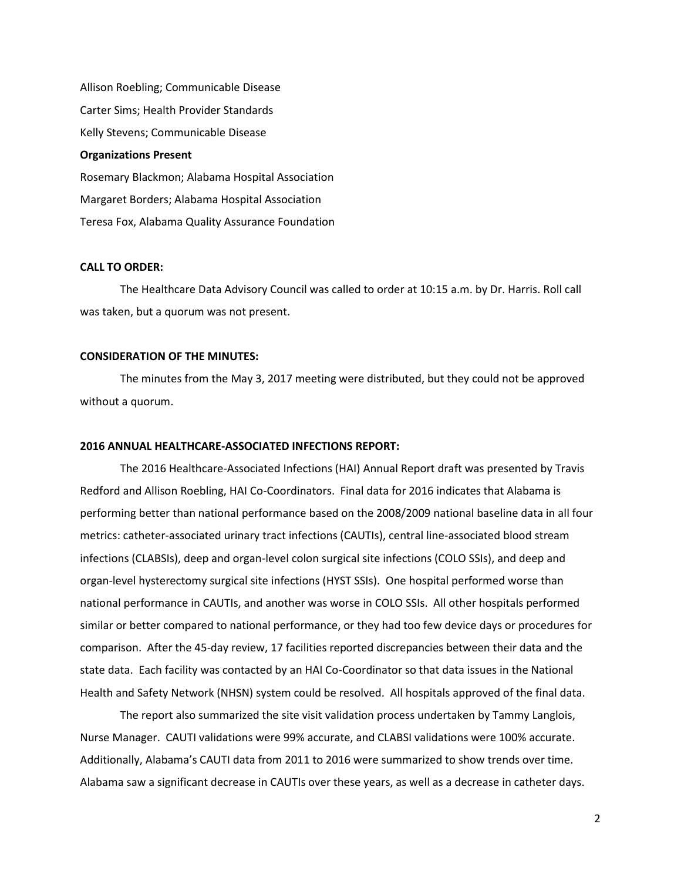Allison Roebling; Communicable Disease

Carter Sims; Health Provider Standards

Kelly Stevens; Communicable Disease

**Organizations Present**

Rosemary Blackmon; Alabama Hospital Association

Margaret Borders; Alabama Hospital Association

Teresa Fox, Alabama Quality Assurance Foundation

**CALL TO ORDER:**

The Healthcare Data Advisory Council was called to order at 10:15 a.m. by Dr. Harris. Roll call was taken, but a quorum was not present.

**CONSIDERATION OF THE MINUTES:**

The minutes from the May 3, 2017 meeting were distributed, but they could not be approved without a quorum.

**2016 ANNUAL HEALTHCARE-ASSOCIATED INFECTIONS REPORT:**

The 2016 Healthcare-Associated Infections (HAI) Annual Report draft was presented by Travis Redford and Allison Roebling, HAI Co-Coordinators. Final data for 2016 indicates that Alabama is performing better than national performance based on the 2008/2009 national baseline data in all four metrics: catheter-associated urinary tract infections (CAUTIs), central line-associated blood stream infections (CLABSIs), deep and organ-level colon surgical site infections (COLO SSIs), and deep and organ-level hysterectomy surgical site infections (HYST SSIs). One hospital performed worse than national performance in CAUTIs, and another was worse in COLO SSIs. All other hospitals performed similar or better compared to national performance, or they had too few device days or procedures for comparison. After the 45-day review, 17 facilities reported discrepancies between their data and the state data. Each facility was contacted by an HAI Co-Coordinator so that data issues in the National Health and Safety Network (NHSN) system could be resolved. All hospitals approved of the final data.

The report also summarized the site visit validation process undertaken by Tammy Langlois, Nurse Manager. CAUTI validations were 99% accurate, and CLABSI validations were 100% accurate. Additionally, Alabama's CAUTI data from 2011 to 2016 were summarized to show trends over time. Alabama saw a significant decrease in CAUTIs over these years, as well as a decrease in catheter days.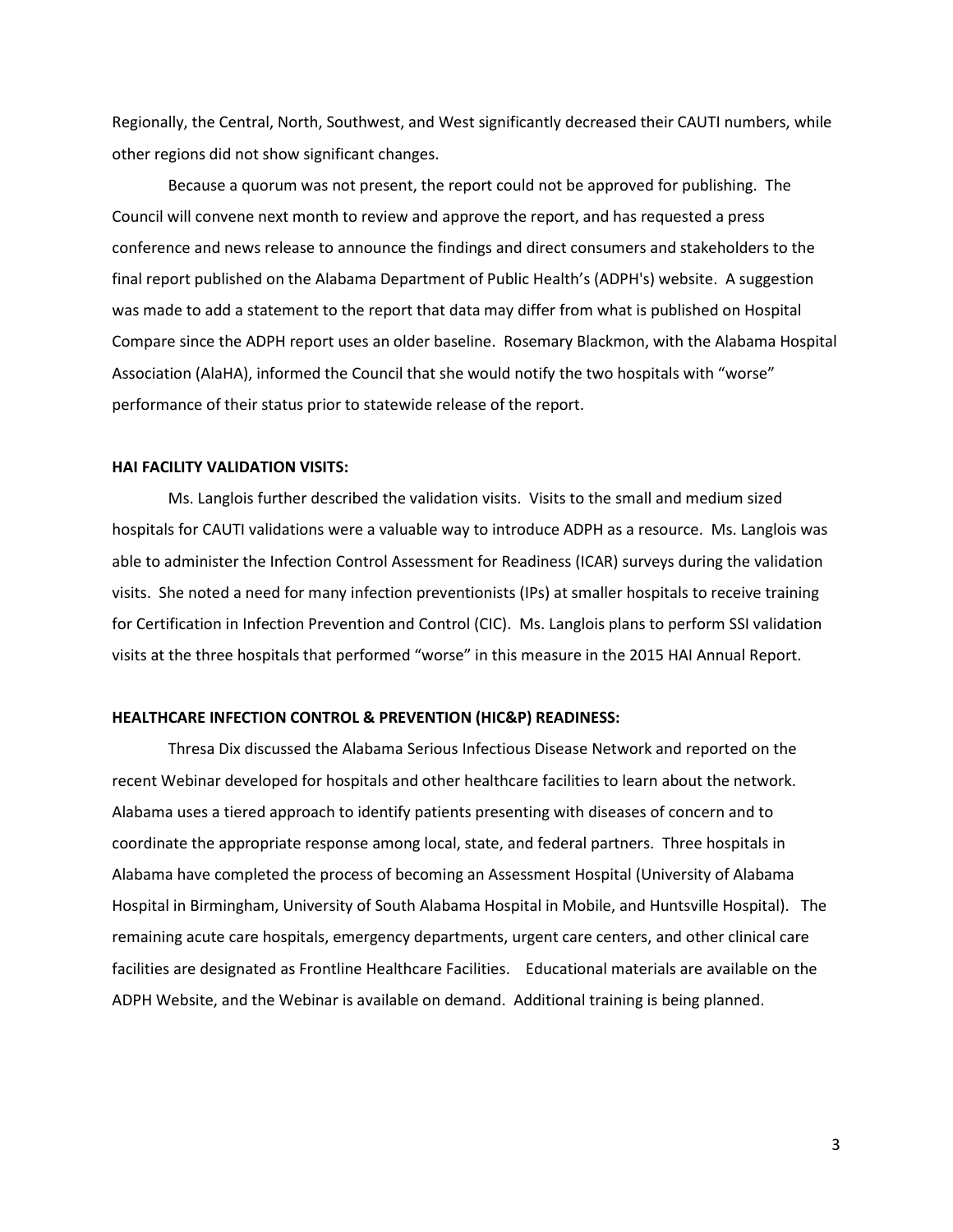Regionally, the Central, North, Southwest, and West significantly decreased their CAUTI numbers, while other regions did not show significant changes.

Because a quorum was not present, the report could not be approved for publishing. The Council will convene next month to review and approve the report, and has requested a press conference and news release to announce the findings and direct consumers and stakeholders to the final report published on the Alabama Department of Public Health's (ADPH's) website. A suggestion was made to add a statement to the report that data may differ from what is published on Hospital Compare since the ADPH report uses an older baseline. Rosemary Blackmon, with the Alabama Hospital Association (AlaHA), informed the Council that she would notify the two hospitals with "worse" performance of their status prior to statewide release of the report.

**HAI FACILITY VALIDATION VISITS:**

Ms. Langlois further described the validation visits. Visits to the small and medium sized hospitals for CAUTI validations were a valuable way to introduce ADPH as a resource. Ms. Langlois was able to administer the Infection Control Assessment for Readiness (ICAR) surveys during the validation visits. She noted a need for many infection preventionists (IPs) at smaller hospitals to receive training for Certification in Infection Prevention and Control (CIC). Ms. Langlois plans to perform SSI validation visits at the three hospitals that performed "worse" in this measure in the 2015 HAI Annual Report.

**HEALTHCARE INFECTION CONTROL & PREVENTION (HIC&P) READINESS:**

Thresa Dix discussed the Alabama Serious Infectious Disease Network and reported on the recent Webinar developed for hospitals and other healthcare facilities to learn about the network. Alabama uses a tiered approach to identify patients presenting with diseases of concern and to coordinate the appropriate response among local, state, and federal partners. Three hospitals in Alabama have completed the process of becoming an Assessment Hospital (University of Alabama Hospital in Birmingham, University of South Alabama Hospital in Mobile, and Huntsville Hospital). The remaining acute care hospitals, emergency departments, urgent care centers, and other clinical care facilities are designated as Frontline Healthcare Facilities. Educational materials are available on the ADPH Website, and the Webinar is available on demand. Additional training is being planned.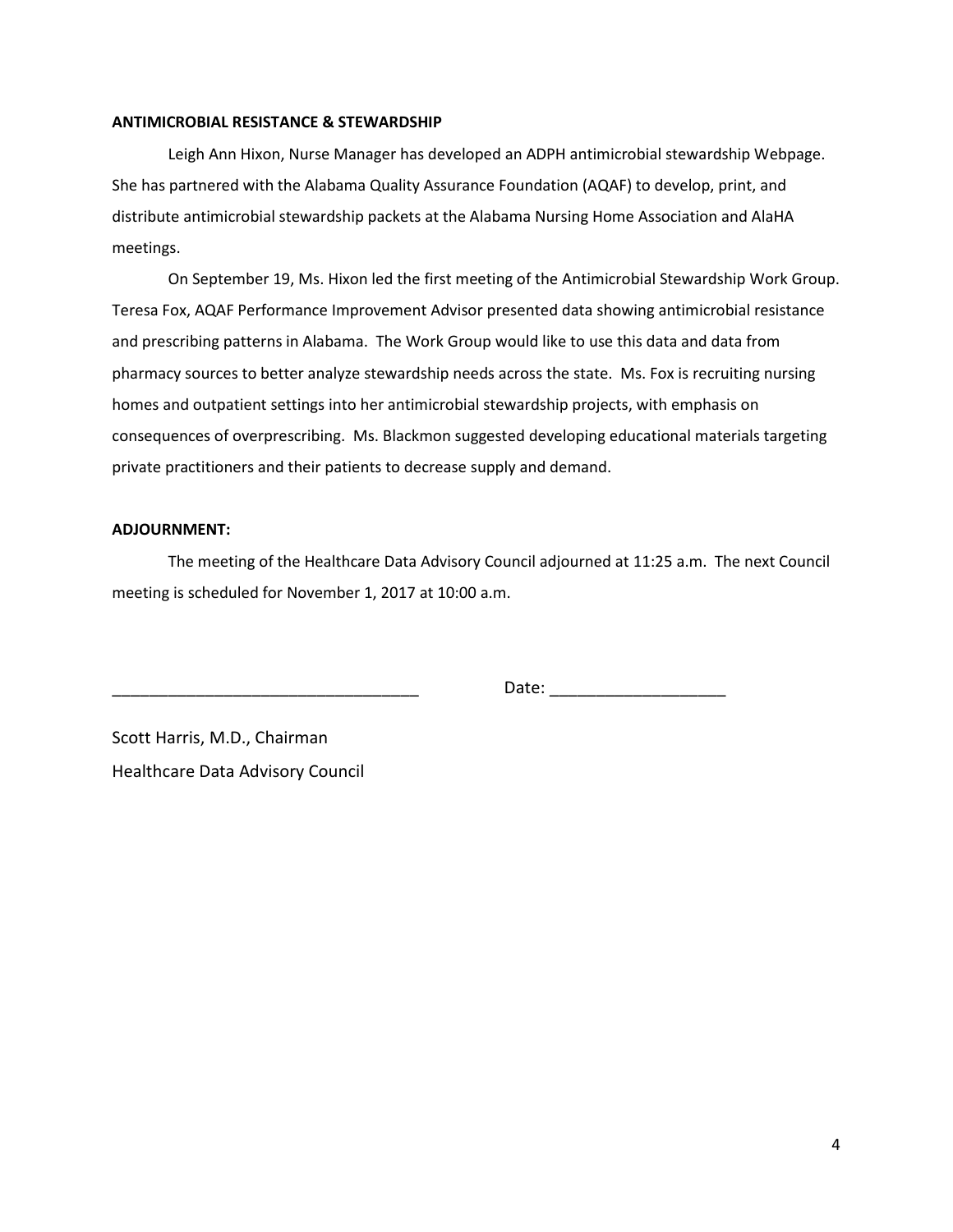**ANTIMICROBIAL RESISTANCE & STEWARDSHIP**

Leigh Ann Hixon, Nurse Manager has developed an ADPH antimicrobial stewardship Webpage. She has partnered with the Alabama Quality Assurance Foundation (AQAF) to develop, print, and distribute antimicrobial stewardship packets at the Alabama Nursing Home Association and AlaHA meetings.

On September 19, Ms. Hixon led the first meeting of the Antimicrobial Stewardship Work Group. Teresa Fox, AQAF Performance Improvement Advisor presented data showing antimicrobial resistance and prescribing patterns in Alabama. The Work Group would like to use this data and data from pharmacy sources to better analyze stewardship needs across the state. Ms. Fox is recruiting nursing homes and outpatient settings into her antimicrobial stewardship projects, with emphasis on consequences of overprescribing. Ms. Blackmon suggested developing educational materials targeting private practitioners and their patients to decrease supply and demand.

**ADJOURNMENT:**

The meeting of the Healthcare Data Advisory Council adjourned at 11:25 a.m. The next Council meeting is scheduled for November 1, 2017 at 10:00 a.m.

__________________________________ Date: ___________________

Scott Harris, M.D., Chairman
Healthcare Data Advisory Council